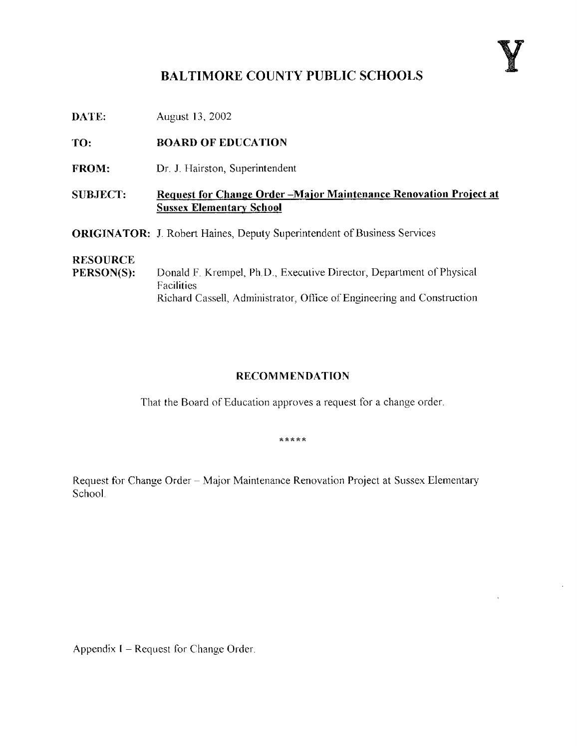Y

# BALTIMORE COUNTY PUBLIC SCHOOLS

**DATE:** August 13, 2002

**TO:** **BOARD OF EDUCATION**

**FROM:** Dr. J. Hairston, Superintendent

**SUBJECT:** **Request for Change Order –Major Maintenance Renovation Project at Sussex Elementary School**

**ORIGINATOR:** J. Robert Haines, Deputy Superintendent of Business Services

**RESOURCE PERSON(S):** Donald F. Krempel, Ph.D., Executive Director, Department of Physical Facilities
Richard Cassell, Administrator, Office of Engineering and Construction

## RECOMMENDATION

That the Board of Education approves a request for a change order.

*****

Request for Change Order – Major Maintenance Renovation Project at Sussex Elementary School.

Appendix I – Request for Change Order.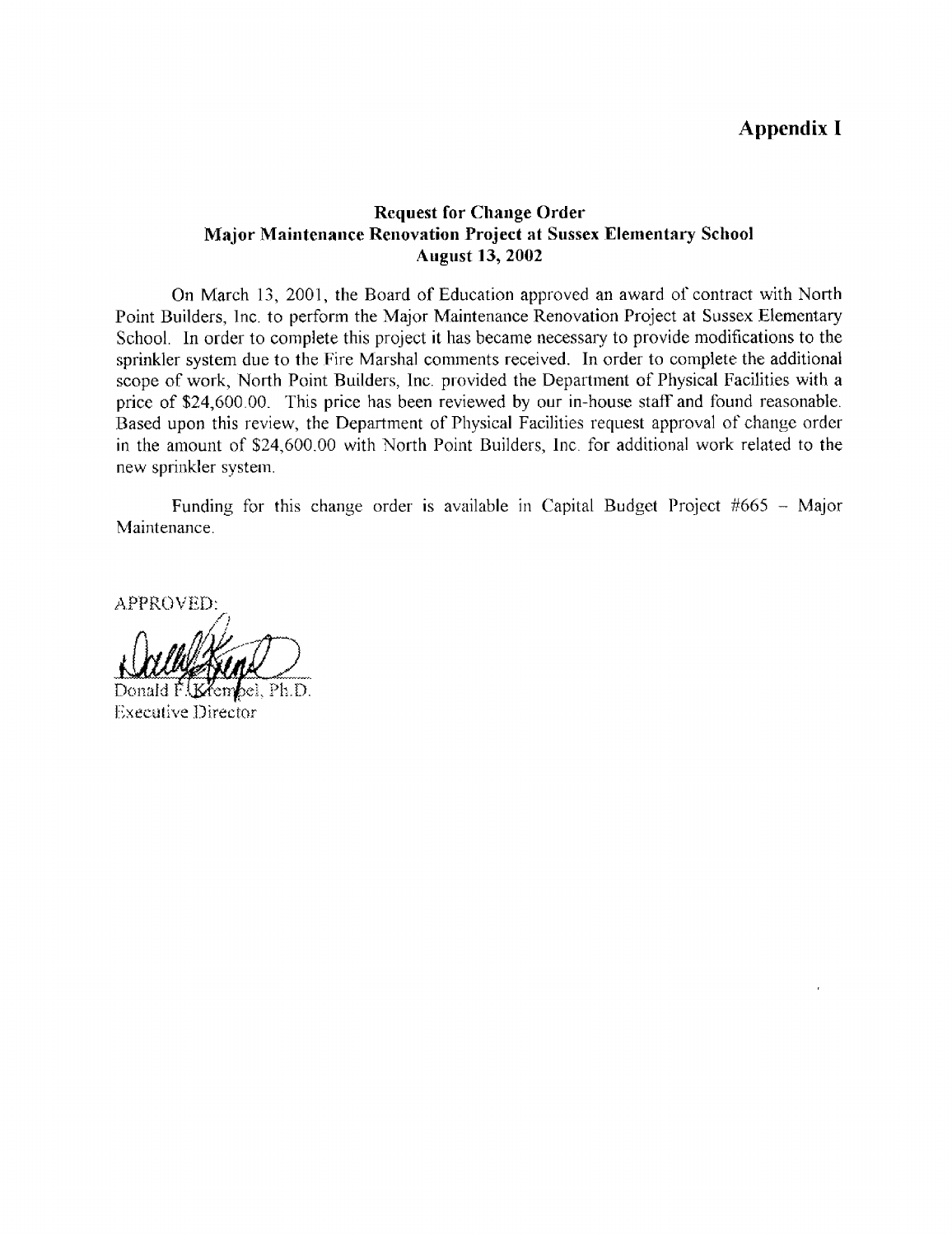# Appendix I

**Request for Change Order**
**Major Maintenance Renovation Project at Sussex Elementary School**
**August 13, 2002**

On March 13, 2001, the Board of Education approved an award of contract with North Point Builders, Inc. to perform the Major Maintenance Renovation Project at Sussex Elementary School. In order to complete this project it has became necessary to provide modifications to the sprinkler system due to the Fire Marshal comments received. In order to complete the additional scope of work, North Point Builders, Inc. provided the Department of Physical Facilities with a price of $24,600.00. This price has been reviewed by our in-house staff and found reasonable. Based upon this review, the Department of Physical Facilities request approval of change order in the amount of $24,600.00 with North Point Builders, Inc. for additional work related to the new sprinkler system.

Funding for this change order is available in Capital Budget Project #665 – Major Maintenance.

APPROVED:

Donald F. Krempel, Ph.D.
Executive Director